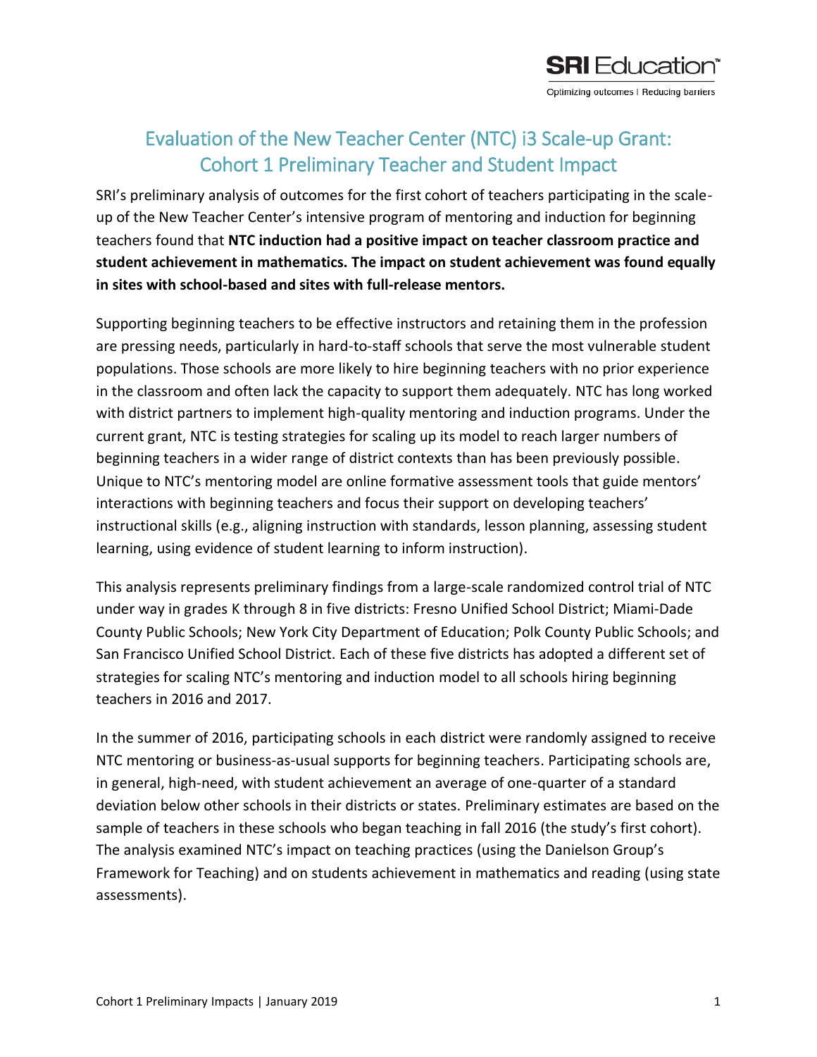# Evaluation of the New Teacher Center (NTC) i3 Scale-up Grant: Cohort 1 Preliminary Teacher and Student Impact

SRI's preliminary analysis of outcomes for the first cohort of teachers participating in the scale-up of the New Teacher Center's intensive program of mentoring and induction for beginning teachers found that **NTC induction had a positive impact on teacher classroom practice and student achievement in mathematics. The impact on student achievement was found equally in sites with school-based and sites with full-release mentors.**

Supporting beginning teachers to be effective instructors and retaining them in the profession are pressing needs, particularly in hard-to-staff schools that serve the most vulnerable student populations. Those schools are more likely to hire beginning teachers with no prior experience in the classroom and often lack the capacity to support them adequately. NTC has long worked with district partners to implement high-quality mentoring and induction programs. Under the current grant, NTC is testing strategies for scaling up its model to reach larger numbers of beginning teachers in a wider range of district contexts than has been previously possible. Unique to NTC's mentoring model are online formative assessment tools that guide mentors' interactions with beginning teachers and focus their support on developing teachers' instructional skills (e.g., aligning instruction with standards, lesson planning, assessing student learning, using evidence of student learning to inform instruction).

This analysis represents preliminary findings from a large-scale randomized control trial of NTC under way in grades K through 8 in five districts: Fresno Unified School District; Miami-Dade County Public Schools; New York City Department of Education; Polk County Public Schools; and San Francisco Unified School District. Each of these five districts has adopted a different set of strategies for scaling NTC's mentoring and induction model to all schools hiring beginning teachers in 2016 and 2017.

In the summer of 2016, participating schools in each district were randomly assigned to receive NTC mentoring or business-as-usual supports for beginning teachers. Participating schools are, in general, high-need, with student achievement an average of one-quarter of a standard deviation below other schools in their districts or states. Preliminary estimates are based on the sample of teachers in these schools who began teaching in fall 2016 (the study's first cohort). The analysis examined NTC's impact on teaching practices (using the Danielson Group's Framework for Teaching) and on students achievement in mathematics and reading (using state assessments).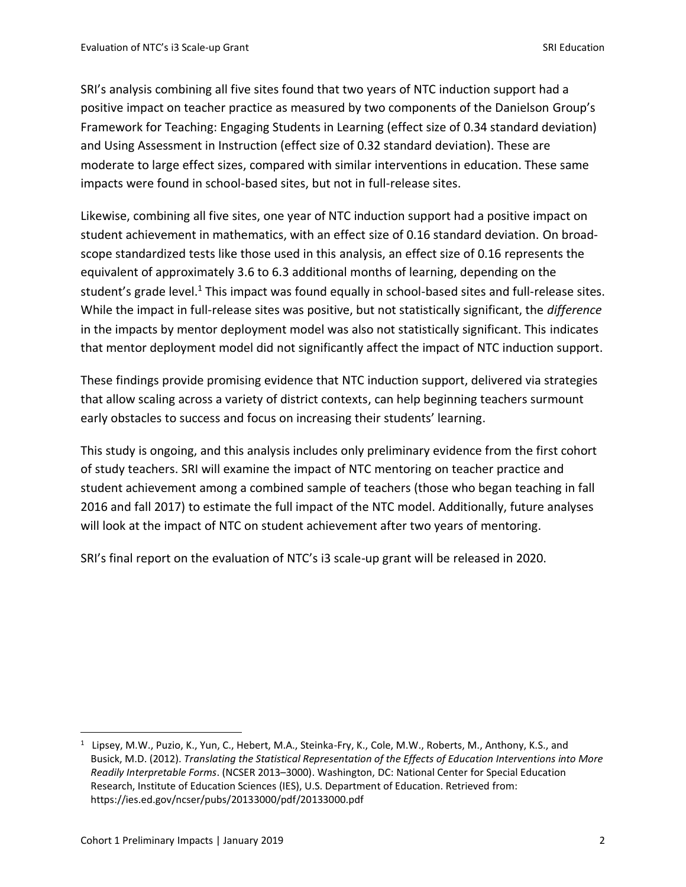SRI's analysis combining all five sites found that two years of NTC induction support had a positive impact on teacher practice as measured by two components of the Danielson Group's Framework for Teaching: Engaging Students in Learning (effect size of 0.34 standard deviation) and Using Assessment in Instruction (effect size of 0.32 standard deviation). These are moderate to large effect sizes, compared with similar interventions in education. These same impacts were found in school-based sites, but not in full-release sites.

Likewise, combining all five sites, one year of NTC induction support had a positive impact on student achievement in mathematics, with an effect size of 0.16 standard deviation. On broad-scope standardized tests like those used in this analysis, an effect size of 0.16 represents the equivalent of approximately 3.6 to 6.3 additional months of learning, depending on the student's grade level.[1] This impact was found equally in school-based sites and full-release sites. While the impact in full-release sites was positive, but not statistically significant, the *difference* in the impacts by mentor deployment model was also not statistically significant. This indicates that mentor deployment model did not significantly affect the impact of NTC induction support.

These findings provide promising evidence that NTC induction support, delivered via strategies that allow scaling across a variety of district contexts, can help beginning teachers surmount early obstacles to success and focus on increasing their students' learning.

This study is ongoing, and this analysis includes only preliminary evidence from the first cohort of study teachers. SRI will examine the impact of NTC mentoring on teacher practice and student achievement among a combined sample of teachers (those who began teaching in fall 2016 and fall 2017) to estimate the full impact of the NTC model. Additionally, future analyses will look at the impact of NTC on student achievement after two years of mentoring.

SRI's final report on the evaluation of NTC's i3 scale-up grant will be released in 2020.

---

[1] Lipsey, M.W., Puzio, K., Yun, C., Hebert, M.A., Steinka-Fry, K., Cole, M.W., Roberts, M., Anthony, K.S., and Busick, M.D. (2012). *Translating the Statistical Representation of the Effects of Education Interventions into More Readily Interpretable Forms*. (NCSER 2013–3000). Washington, DC: National Center for Special Education Research, Institute of Education Sciences (IES), U.S. Department of Education. Retrieved from: https://ies.ed.gov/ncser/pubs/20133000/pdf/20133000.pdf